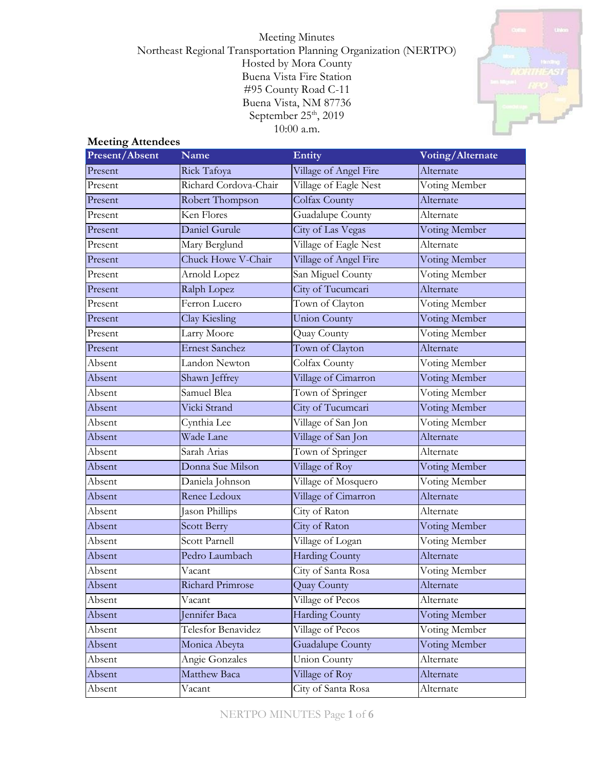Meeting Minutes
Northeast Regional Transportation Planning Organization (NERTPO)
Hosted by Mora County
Buena Vista Fire Station
#95 County Road C-11
Buena Vista, NM 87736
September 25th, 2019
10:00 a.m.

**Meeting Attendees**

| Present/Absent | Name | Entity | Voting/Alternate |
|---|---|---|---|
| Present | Rick Tafoya | Village of Angel Fire | Alternate |
| Present | Richard Cordova-Chair | Village of Eagle Nest | Voting Member |
| Present | Robert Thompson | Colfax County | Alternate |
| Present | Ken Flores | Guadalupe County | Alternate |
| Present | Daniel Gurule | City of Las Vegas | Voting Member |
| Present | Mary Berglund | Village of Eagle Nest | Alternate |
| Present | Chuck Howe V-Chair | Village of Angel Fire | Voting Member |
| Present | Arnold Lopez | San Miguel County | Voting Member |
| Present | Ralph Lopez | City of Tucumcari | Alternate |
| Present | Ferron Lucero | Town of Clayton | Voting Member |
| Present | Clay Kiesling | Union County | Voting Member |
| Present | Larry Moore | Quay County | Voting Member |
| Present | Ernest Sanchez | Town of Clayton | Alternate |
| Absent | Landon Newton | Colfax County | Voting Member |
| Absent | Shawn Jeffrey | Village of Cimarron | Voting Member |
| Absent | Samuel Blea | Town of Springer | Voting Member |
| Absent | Vicki Strand | City of Tucumcari | Voting Member |
| Absent | Cynthia Lee | Village of San Jon | Voting Member |
| Absent | Wade Lane | Village of San Jon | Alternate |
| Absent | Sarah Arias | Town of Springer | Alternate |
| Absent | Donna Sue Milson | Village of Roy | Voting Member |
| Absent | Daniela Johnson | Village of Mosquero | Voting Member |
| Absent | Renee Ledoux | Village of Cimarron | Alternate |
| Absent | Jason Phillips | City of Raton | Alternate |
| Absent | Scott Berry | City of Raton | Voting Member |
| Absent | Scott Parnell | Village of Logan | Voting Member |
| Absent | Pedro Laumbach | Harding County | Alternate |
| Absent | Vacant | City of Santa Rosa | Voting Member |
| Absent | Richard Primrose | Quay County | Alternate |
| Absent | Vacant | Village of Pecos | Alternate |
| Absent | Jennifer Baca | Harding County | Voting Member |
| Absent | Telesfor Benavidez | Village of Pecos | Voting Member |
| Absent | Monica Abeyta | Guadalupe County | Voting Member |
| Absent | Angie Gonzales | Union County | Alternate |
| Absent | Matthew Baca | Village of Roy | Alternate |
| Absent | Vacant | City of Santa Rosa | Alternate |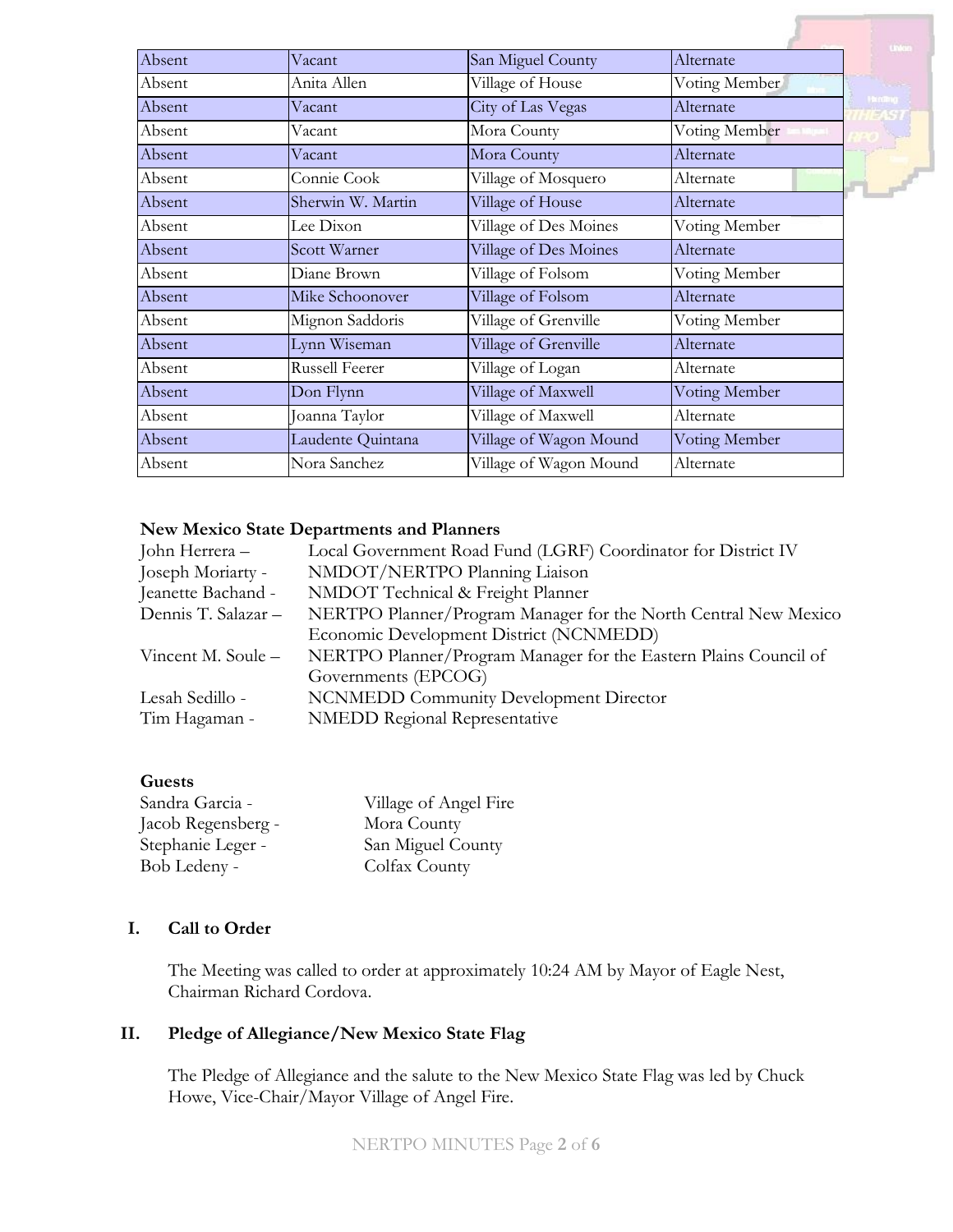| Absent | Vacant | San Miguel County | Alternate |
|---|---|---|---|
| Absent | Anita Allen | Village of House | Voting Member |
| Absent | Vacant | City of Las Vegas | Alternate |
| Absent | Vacant | Mora County | Voting Member |
| Absent | Vacant | Mora County | Alternate |
| Absent | Connie Cook | Village of Mosquero | Alternate |
| Absent | Sherwin W. Martin | Village of House | Alternate |
| Absent | Lee Dixon | Village of Des Moines | Voting Member |
| Absent | Scott Warner | Village of Des Moines | Alternate |
| Absent | Diane Brown | Village of Folsom | Voting Member |
| Absent | Mike Schoonover | Village of Folsom | Alternate |
| Absent | Mignon Saddoris | Village of Grenville | Voting Member |
| Absent | Lynn Wiseman | Village of Grenville | Alternate |
| Absent | Russell Feerer | Village of Logan | Alternate |
| Absent | Don Flynn | Village of Maxwell | Voting Member |
| Absent | Joanna Taylor | Village of Maxwell | Alternate |
| Absent | Laudente Quintana | Village of Wagon Mound | Voting Member |
| Absent | Nora Sanchez | Village of Wagon Mound | Alternate |

**New Mexico State Departments and Planners**

John Herrera – Local Government Road Fund (LGRF) Coordinator for District IV
Joseph Moriarty - NMDOT/NERTPO Planning Liaison
Jeanette Bachand - NMDOT Technical & Freight Planner
Dennis T. Salazar – NERTPO Planner/Program Manager for the North Central New Mexico Economic Development District (NCNMEDD)
Vincent M. Soule – NERTPO Planner/Program Manager for the Eastern Plains Council of Governments (EPCOG)
Lesah Sedillo - NCNMEDD Community Development Director
Tim Hagaman - NMEDD Regional Representative

**Guests**

Sandra Garcia - Village of Angel Fire
Jacob Regensberg - Mora County
Stephanie Leger - San Miguel County
Bob Ledeny - Colfax County

## I. Call to Order

The Meeting was called to order at approximately 10:24 AM by Mayor of Eagle Nest, Chairman Richard Cordova.

## II. Pledge of Allegiance/New Mexico State Flag

The Pledge of Allegiance and the salute to the New Mexico State Flag was led by Chuck Howe, Vice-Chair/Mayor Village of Angel Fire.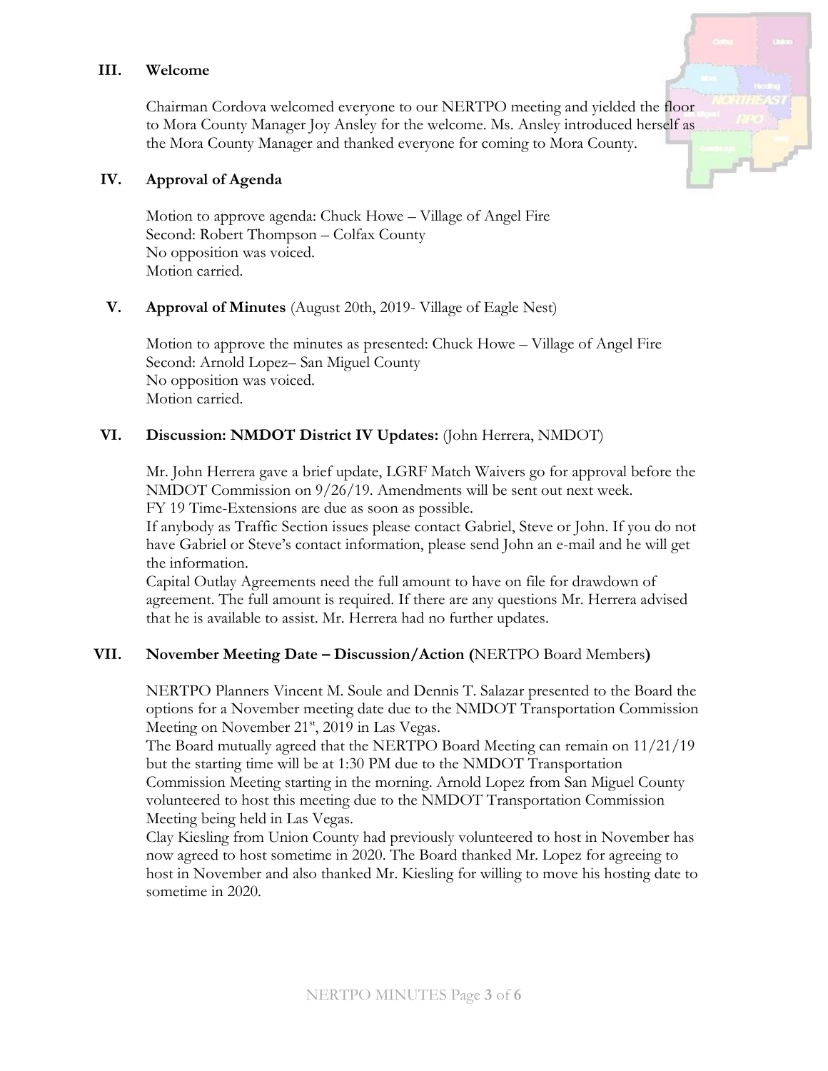## III. Welcome

Chairman Cordova welcomed everyone to our NERTPO meeting and yielded the floor to Mora County Manager Joy Ansley for the welcome. Ms. Ansley introduced herself as the Mora County Manager and thanked everyone for coming to Mora County.

## IV. Approval of Agenda

Motion to approve agenda: Chuck Howe – Village of Angel Fire
Second: Robert Thompson – Colfax County
No opposition was voiced.
Motion carried.

## V. Approval of Minutes (August 20th, 2019- Village of Eagle Nest)

Motion to approve the minutes as presented: Chuck Howe – Village of Angel Fire
Second: Arnold Lopez– San Miguel County
No opposition was voiced.
Motion carried.

## VI. Discussion: NMDOT District IV Updates: (John Herrera, NMDOT)

Mr. John Herrera gave a brief update, LGRF Match Waivers go for approval before the NMDOT Commission on 9/26/19. Amendments will be sent out next week.
FY 19 Time-Extensions are due as soon as possible.
If anybody as Traffic Section issues please contact Gabriel, Steve or John. If you do not have Gabriel or Steve's contact information, please send John an e-mail and he will get the information.
Capital Outlay Agreements need the full amount to have on file for drawdown of agreement. The full amount is required. If there are any questions Mr. Herrera advised that he is available to assist. Mr. Herrera had no further updates.

## VII. November Meeting Date – Discussion/Action (NERTPO Board Members)

NERTPO Planners Vincent M. Soule and Dennis T. Salazar presented to the Board the options for a November meeting date due to the NMDOT Transportation Commission Meeting on November 21st, 2019 in Las Vegas.
The Board mutually agreed that the NERTPO Board Meeting can remain on 11/21/19 but the starting time will be at 1:30 PM due to the NMDOT Transportation Commission Meeting starting in the morning. Arnold Lopez from San Miguel County volunteered to host this meeting due to the NMDOT Transportation Commission Meeting being held in Las Vegas.
Clay Kiesling from Union County had previously volunteered to host in November has now agreed to host sometime in 2020. The Board thanked Mr. Lopez for agreeing to host in November and also thanked Mr. Kiesling for willing to move his hosting date to sometime in 2020.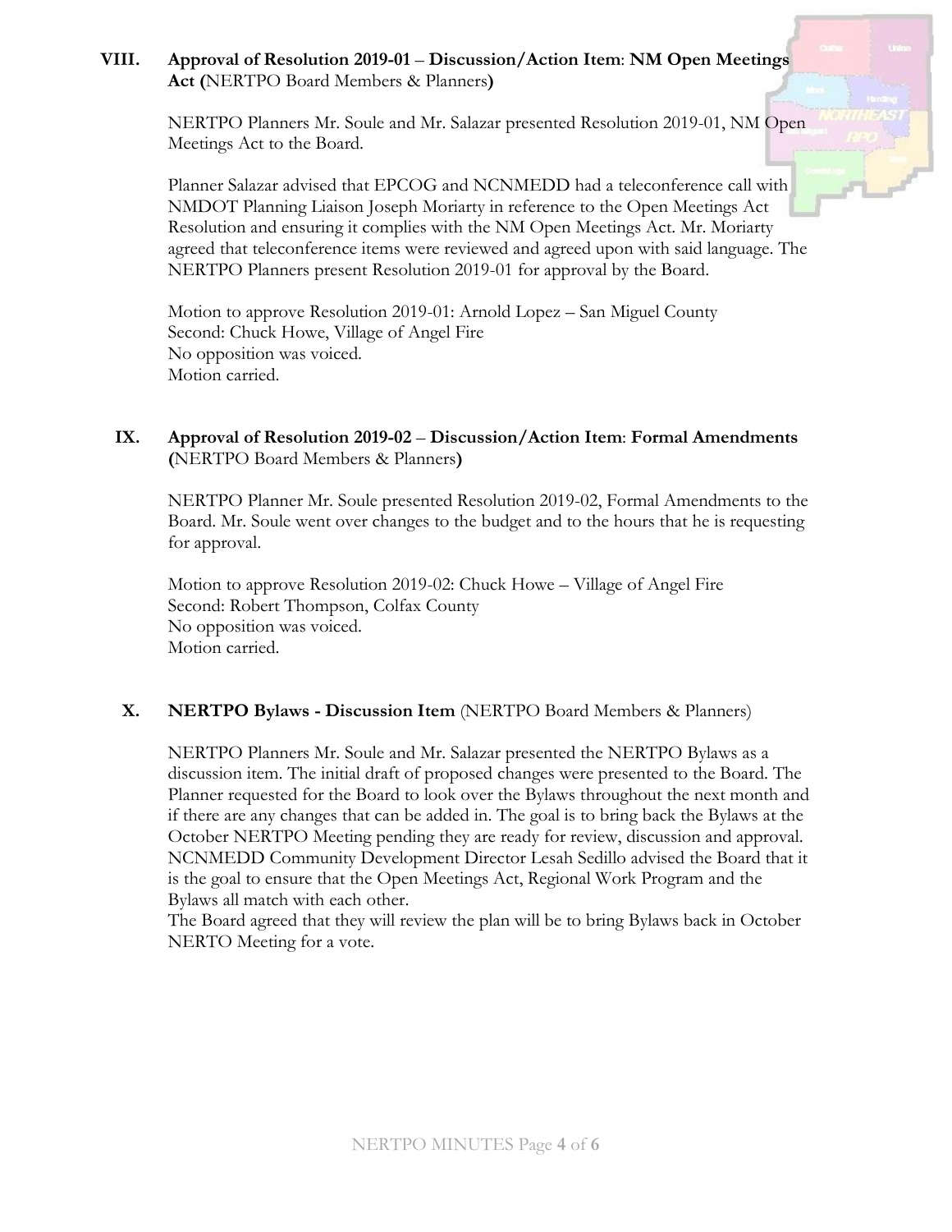## VIII. Approval of Resolution 2019-01 – Discussion/Action Item: NM Open Meetings Act (NERTPO Board Members & Planners)

NERTPO Planners Mr. Soule and Mr. Salazar presented Resolution 2019-01, NM Open Meetings Act to the Board.

Planner Salazar advised that EPCOG and NCNMEDD had a teleconference call with NMDOT Planning Liaison Joseph Moriarty in reference to the Open Meetings Act Resolution and ensuring it complies with the NM Open Meetings Act. Mr. Moriarty agreed that teleconference items were reviewed and agreed upon with said language. The NERTPO Planners present Resolution 2019-01 for approval by the Board.

Motion to approve Resolution 2019-01: Arnold Lopez – San Miguel County
Second: Chuck Howe, Village of Angel Fire
No opposition was voiced.
Motion carried.

## IX. Approval of Resolution 2019-02 – Discussion/Action Item: Formal Amendments (NERTPO Board Members & Planners)

NERTPO Planner Mr. Soule presented Resolution 2019-02, Formal Amendments to the Board. Mr. Soule went over changes to the budget and to the hours that he is requesting for approval.

Motion to approve Resolution 2019-02: Chuck Howe – Village of Angel Fire
Second: Robert Thompson, Colfax County
No opposition was voiced.
Motion carried.

## X. NERTPO Bylaws - Discussion Item (NERTPO Board Members & Planners)

NERTPO Planners Mr. Soule and Mr. Salazar presented the NERTPO Bylaws as a discussion item. The initial draft of proposed changes were presented to the Board. The Planner requested for the Board to look over the Bylaws throughout the next month and if there are any changes that can be added in. The goal is to bring back the Bylaws at the October NERTPO Meeting pending they are ready for review, discussion and approval. NCNMEDD Community Development Director Lesah Sedillo advised the Board that it is the goal to ensure that the Open Meetings Act, Regional Work Program and the Bylaws all match with each other.
The Board agreed that they will review the plan will be to bring Bylaws back in October NERTO Meeting for a vote.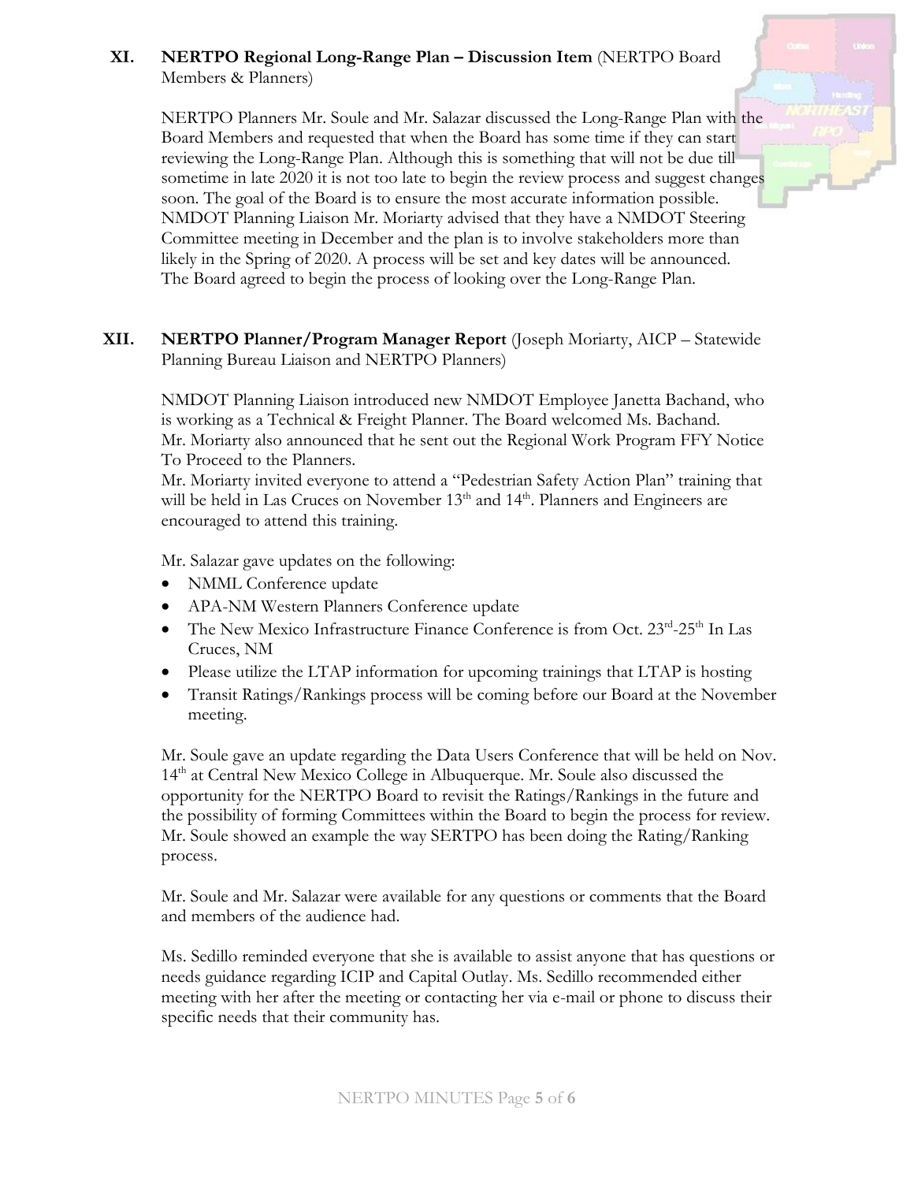## XI. NERTPO Regional Long-Range Plan – Discussion Item (NERTPO Board Members & Planners)

NERTPO Planners Mr. Soule and Mr. Salazar discussed the Long-Range Plan with the Board Members and requested that when the Board has some time if they can start reviewing the Long-Range Plan. Although this is something that will not be due till sometime in late 2020 it is not too late to begin the review process and suggest changes soon. The goal of the Board is to ensure the most accurate information possible. NMDOT Planning Liaison Mr. Moriarty advised that they have a NMDOT Steering Committee meeting in December and the plan is to involve stakeholders more than likely in the Spring of 2020. A process will be set and key dates will be announced. The Board agreed to begin the process of looking over the Long-Range Plan.

## XII. NERTPO Planner/Program Manager Report (Joseph Moriarty, AICP – Statewide Planning Bureau Liaison and NERTPO Planners)

NMDOT Planning Liaison introduced new NMDOT Employee Janetta Bachand, who is working as a Technical & Freight Planner. The Board welcomed Ms. Bachand. Mr. Moriarty also announced that he sent out the Regional Work Program FFY Notice To Proceed to the Planners.

Mr. Moriarty invited everyone to attend a "Pedestrian Safety Action Plan" training that will be held in Las Cruces on November 13th and 14th. Planners and Engineers are encouraged to attend this training.

Mr. Salazar gave updates on the following:

- NMML Conference update
- APA-NM Western Planners Conference update
- The New Mexico Infrastructure Finance Conference is from Oct. 23rd-25th In Las Cruces, NM
- Please utilize the LTAP information for upcoming trainings that LTAP is hosting
- Transit Ratings/Rankings process will be coming before our Board at the November meeting.

Mr. Soule gave an update regarding the Data Users Conference that will be held on Nov. 14th at Central New Mexico College in Albuquerque. Mr. Soule also discussed the opportunity for the NERTPO Board to revisit the Ratings/Rankings in the future and the possibility of forming Committees within the Board to begin the process for review. Mr. Soule showed an example the way SERTPO has been doing the Rating/Ranking process.

Mr. Soule and Mr. Salazar were available for any questions or comments that the Board and members of the audience had.

Ms. Sedillo reminded everyone that she is available to assist anyone that has questions or needs guidance regarding ICIP and Capital Outlay. Ms. Sedillo recommended either meeting with her after the meeting or contacting her via e-mail or phone to discuss their specific needs that their community has.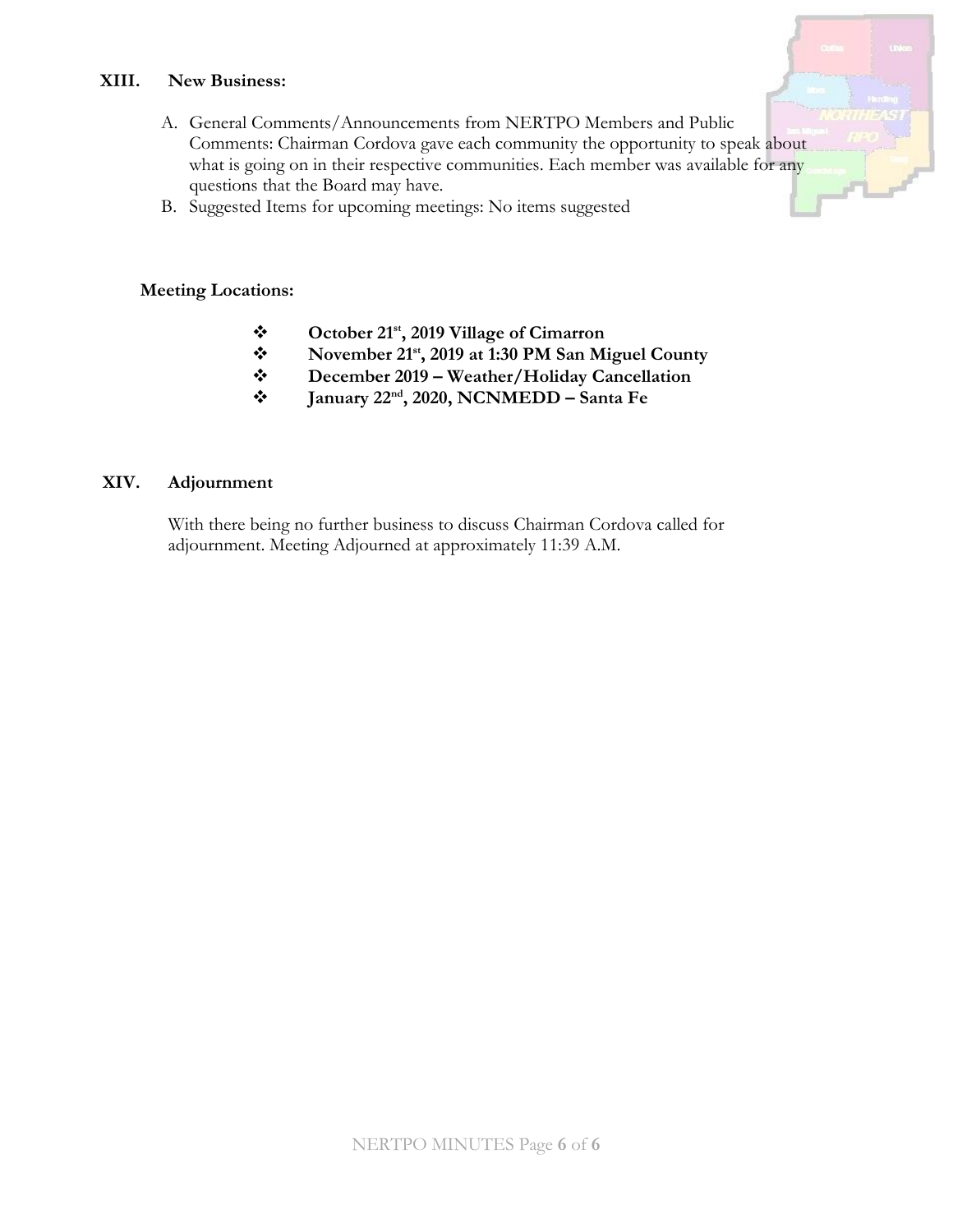## XIII. New Business:

A. General Comments/Announcements from NERTPO Members and Public Comments: Chairman Cordova gave each community the opportunity to speak about what is going on in their respective communities. Each member was available for any questions that the Board may have.

B. Suggested Items for upcoming meetings: No items suggested

**Meeting Locations:**

- **October 21st, 2019 Village of Cimarron**
- **November 21st, 2019 at 1:30 PM San Miguel County**
- **December 2019 – Weather/Holiday Cancellation**
- **January 22nd, 2020, NCNMEDD – Santa Fe**

## XIV. Adjournment

With there being no further business to discuss Chairman Cordova called for adjournment. Meeting Adjourned at approximately 11:39 A.M.